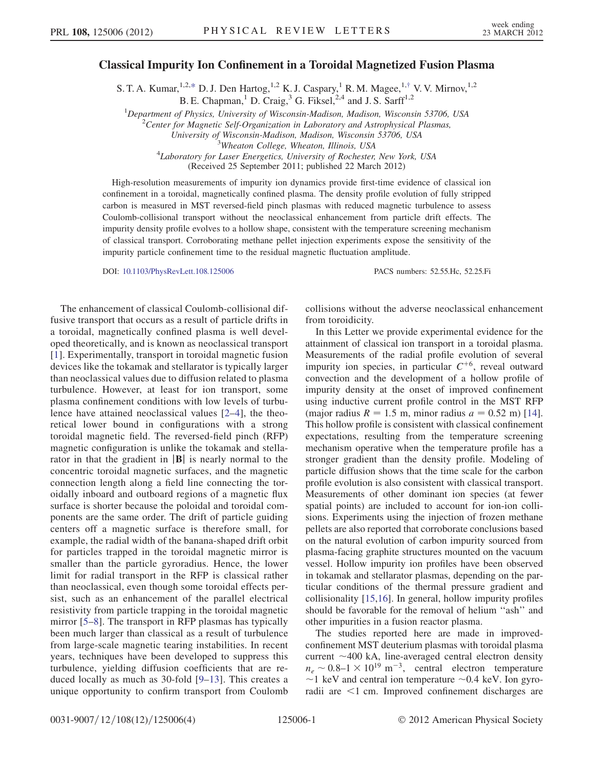# Classical Impurity Ion Confinement in a Toroidal Magnetized Fusion Plasma

S. T. A. Kumar,[1,2,*] D. J. Den Hartog,[1,2] K. J. Caspary,[1] R. M. Magee,[1,†] V. V. Mirnov,[1,2] B. E. Chapman,[1] D. Craig,[3] G. Fiksel,[2,4] and J. S. Sarff[1,2]

[1]Department of Physics, University of Wisconsin-Madison, Madison, Wisconsin 53706, USA
[2]Center for Magnetic Self-Organization in Laboratory and Astrophysical Plasmas, University of Wisconsin-Madison, Madison, Wisconsin 53706, USA
[3]Wheaton College, Wheaton, Illinois, USA
[4]Laboratory for Laser Energetics, University of Rochester, New York, USA
(Received 25 September 2011; published 22 March 2012)

High-resolution measurements of impurity ion dynamics provide first-time evidence of classical ion confinement in a toroidal, magnetically confined plasma. The density profile evolution of fully stripped carbon is measured in MST reversed-field pinch plasmas with reduced magnetic turbulence to assess Coulomb-collisional transport without the neoclassical enhancement from particle drift effects. The impurity density profile evolves to a hollow shape, consistent with the temperature screening mechanism of classical transport. Corroborating methane pellet injection experiments expose the sensitivity of the impurity particle confinement time to the residual magnetic fluctuation amplitude.

DOI: 10.1103/PhysRevLett.108.125006 PACS numbers: 52.55.Hc, 52.25.Fi

The enhancement of classical Coulomb-collisional diffusive transport that occurs as a result of particle drifts in a toroidal, magnetically confined plasma is well developed theoretically, and is known as neoclassical transport [1]. Experimentally, transport in toroidal magnetic fusion devices like the tokamak and stellarator is typically larger than neoclassical values due to diffusion related to plasma turbulence. However, at least for ion transport, some plasma confinement conditions with low levels of turbulence have attained neoclassical values [2–4], the theoretical lower bound in configurations with a strong toroidal magnetic field. The reversed-field pinch (RFP) magnetic configuration is unlike the tokamak and stellarator in that the gradient in $|\mathbf{B}|$ is nearly normal to the concentric toroidal magnetic surfaces, and the magnetic connection length along a field line connecting the toroidally inboard and outboard regions of a magnetic flux surface is shorter because the poloidal and toroidal components are the same order. The drift of particle guiding centers off a magnetic surface is therefore small, for example, the radial width of the banana-shaped drift orbit for particles trapped in the toroidal magnetic mirror is smaller than the particle gyroradius. Hence, the lower limit for radial transport in the RFP is classical rather than neoclassical, even though some toroidal effects persist, such as an enhancement of the parallel electrical resistivity from particle trapping in the toroidal magnetic mirror [5–8]. The transport in RFP plasmas has typically been much larger than classical as a result of turbulence from large-scale magnetic tearing instabilities. In recent years, techniques have been developed to suppress this turbulence, yielding diffusion coefficients that are reduced locally as much as 30-fold [9–13]. This creates a unique opportunity to confirm transport from Coulomb collisions without the adverse neoclassical enhancement from toroidicity.

In this Letter we provide experimental evidence for the attainment of classical ion transport in a toroidal plasma. Measurements of the radial profile evolution of several impurity ion species, in particular $C^{+6}$, reveal outward convection and the development of a hollow profile of impurity density at the onset of improved confinement using inductive current profile control in the MST RFP (major radius $R = 1.5$ m, minor radius $a = 0.52$ m) [14]. This hollow profile is consistent with classical confinement expectations, resulting from the temperature screening mechanism operative when the temperature profile has a stronger gradient than the density profile. Modeling of particle diffusion shows that the time scale for the carbon profile evolution is also consistent with classical transport. Measurements of other dominant ion species (at fewer spatial points) are included to account for ion-ion collisions. Experiments using the injection of frozen methane pellets are also reported that corroborate conclusions based on the natural evolution of carbon impurity sourced from plasma-facing graphite structures mounted on the vacuum vessel. Hollow impurity ion profiles have been observed in tokamak and stellarator plasmas, depending on the particular conditions of the thermal pressure gradient and collisionality [15,16]. In general, hollow impurity profiles should be favorable for the removal of helium "ash" and other impurities in a fusion reactor plasma.

The studies reported here are made in improved-confinement MST deuterium plasmas with toroidal plasma current ~400 kA, line-averaged central electron density $n_e \sim 0.8\text{–}1 \times 10^{19}\ \mathrm{m}^{-3}$, central electron temperature ~1 keV and central ion temperature ~0.4 keV. Ion gyroradii are <1 cm. Improved confinement discharges are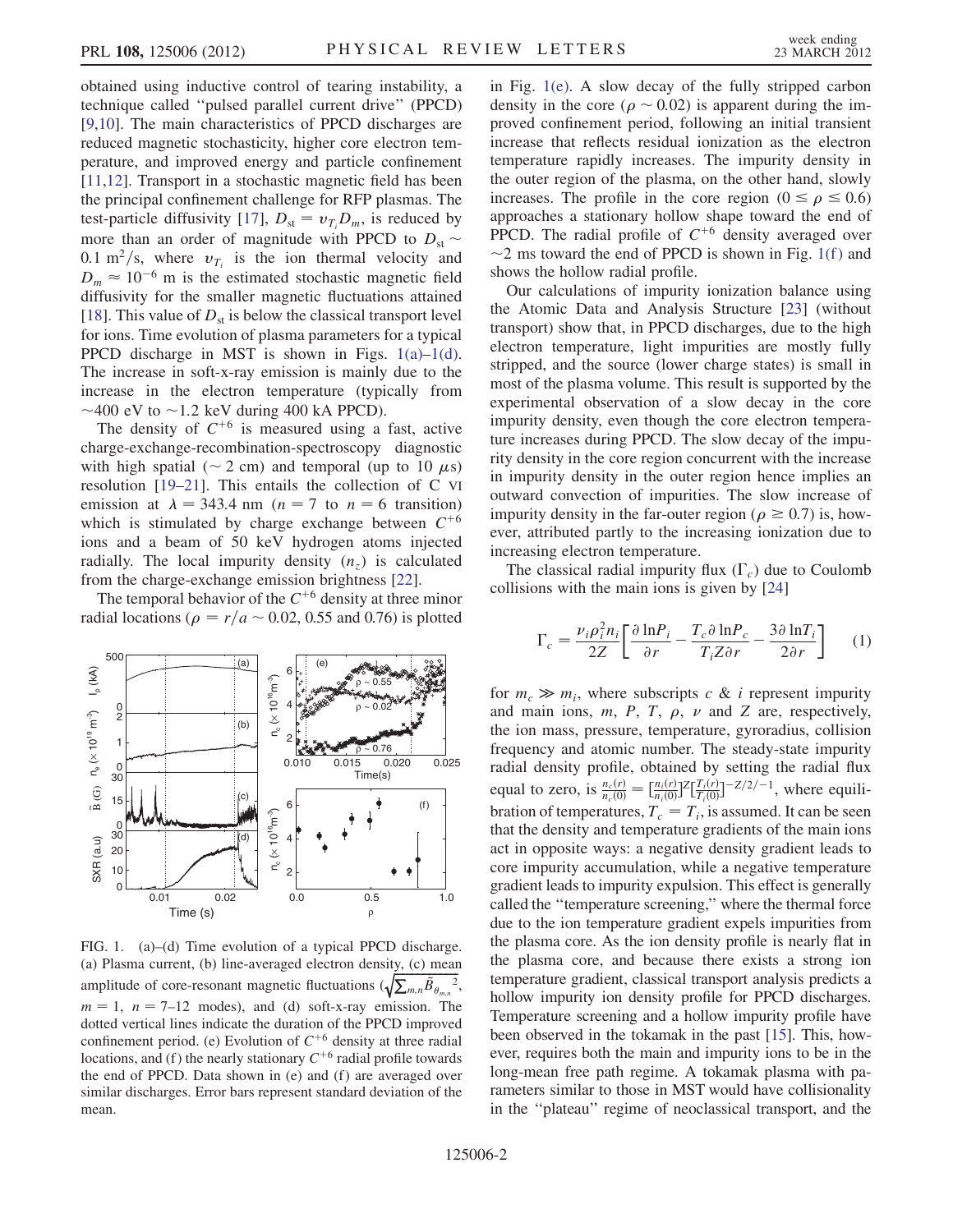obtained using inductive control of tearing instability, a technique called "pulsed parallel current drive" (PPCD) [9,10]. The main characteristics of PPCD discharges are reduced magnetic stochasticity, higher core electron temperature, and improved energy and particle confinement [11,12]. Transport in a stochastic magnetic field has been the principal confinement challenge for RFP plasmas. The test-particle diffusivity [17], $D_{st} = v_{T_i} D_m$, is reduced by more than an order of magnitude with PPCD to $D_{st} \sim 0.1\ \mathrm{m}^2/\mathrm{s}$, where $v_{T_i}$ is the ion thermal velocity and $D_m \approx 10^{-6}$ m is the estimated stochastic magnetic field diffusivity for the smaller magnetic fluctuations attained [18]. This value of $D_{st}$ is below the classical transport level for ions. Time evolution of plasma parameters for a typical PPCD discharge in MST is shown in Figs. 1(a)–1(d). The increase in soft-x-ray emission is mainly due to the increase in the electron temperature (typically from ~400 eV to ~1.2 keV during 400 kA PPCD).

The density of $C^{+6}$ is measured using a fast, active charge-exchange-recombination-spectroscopy diagnostic with high spatial (~ 2 cm) and temporal (up to 10 $\mu$s) resolution [19–21]. This entails the collection of C VI emission at $\lambda = 343.4$ nm ($n = 7$ to $n = 6$ transition) which is stimulated by charge exchange between $C^{+6}$ ions and a beam of 50 keV hydrogen atoms injected radially. The local impurity density ($n_z$) is calculated from the charge-exchange emission brightness [22].

The temporal behavior of the $C^{+6}$ density at three minor radial locations ($\rho = r/a \sim 0.02$, 0.55 and 0.76) is plotted in Fig. 1(e). A slow decay of the fully stripped carbon density in the core ($\rho \sim 0.02$) is apparent during the improved confinement period, following an initial transient increase that reflects residual ionization as the electron temperature rapidly increases. The impurity density in the outer region of the plasma, on the other hand, slowly increases. The profile in the core region ($0 \leq \rho \leq 0.6$) approaches a stationary hollow shape toward the end of PPCD. The radial profile of $C^{+6}$ density averaged over ~2 ms toward the end of PPCD is shown in Fig. 1(f) and shows the hollow radial profile.

FIG. 1. (a)–(d) Time evolution of a typical PPCD discharge. (a) Plasma current, (b) line-averaged electron density, (c) mean amplitude of core-resonant magnetic fluctuations ($\sqrt{\sum_{m,n} \tilde{B}_{\theta_{m,n}}{}^2}$, $m = 1$, $n = 7$–12 modes), and (d) soft-x-ray emission. The dotted vertical lines indicate the duration of the PPCD improved confinement period. (e) Evolution of $C^{+6}$ density at three radial locations, and (f) the nearly stationary $C^{+6}$ radial profile towards the end of PPCD. Data shown in (e) and (f) are averaged over similar discharges. Error bars represent standard deviation of the mean.

Our calculations of impurity ionization balance using the Atomic Data and Analysis Structure [23] (without transport) show that, in PPCD discharges, due to the high electron temperature, light impurities are mostly fully stripped, and the source (lower charge states) is small in most of the plasma volume. This result is supported by the experimental observation of a slow decay in the core impurity density, even though the core electron temperature increases during PPCD. The slow decay of the impurity density in the core region concurrent with the increase in impurity density in the outer region hence implies an outward convection of impurities. The slow increase of impurity density in the far-outer region ($\rho \geq 0.7$) is, however, attributed partly to the increasing ionization due to increasing electron temperature.

The classical radial impurity flux ($\Gamma_c$) due to Coulomb collisions with the main ions is given by [24]

$$\Gamma_c = \frac{\nu_i \rho_i^2 n_i}{2Z}\left[\frac{\partial \ln P_i}{\partial r} - \frac{T_c \partial \ln P_c}{T_i Z \partial r} - \frac{3\partial \ln T_i}{2\partial r}\right] \quad (1)$$

for $m_c \gg m_i$, where subscripts $c$ & $i$ represent impurity and main ions, $m$, $P$, $T$, $\rho$, $\nu$ and $Z$ are, respectively, the ion mass, pressure, temperature, gyroradius, collision frequency and atomic number. The steady-state impurity radial density profile, obtained by setting the radial flux equal to zero, is $\frac{n_c(r)}{n_c(0)} = [\frac{n_i(r)}{n_i(0)}]^Z [\frac{T_i(r)}{T_i(0)}]^{-Z/2-1}$, where equilibration of temperatures, $T_c = T_i$, is assumed. It can be seen that the density and temperature gradients of the main ions act in opposite ways: a negative density gradient leads to core impurity accumulation, while a negative temperature gradient leads to impurity expulsion. This effect is generally called the "temperature screening," where the thermal force due to the ion temperature gradient expels impurities from the plasma core. As the ion density profile is nearly flat in the plasma core, and because there exists a strong ion temperature gradient, classical transport analysis predicts a hollow impurity ion density profile for PPCD discharges. Temperature screening and a hollow impurity profile have been observed in the tokamak in the past [15]. This, however, requires both the main and impurity ions to be in the long-mean free path regime. A tokamak plasma with parameters similar to those in MST would have collisionality in the "plateau" regime of neoclassical transport, and the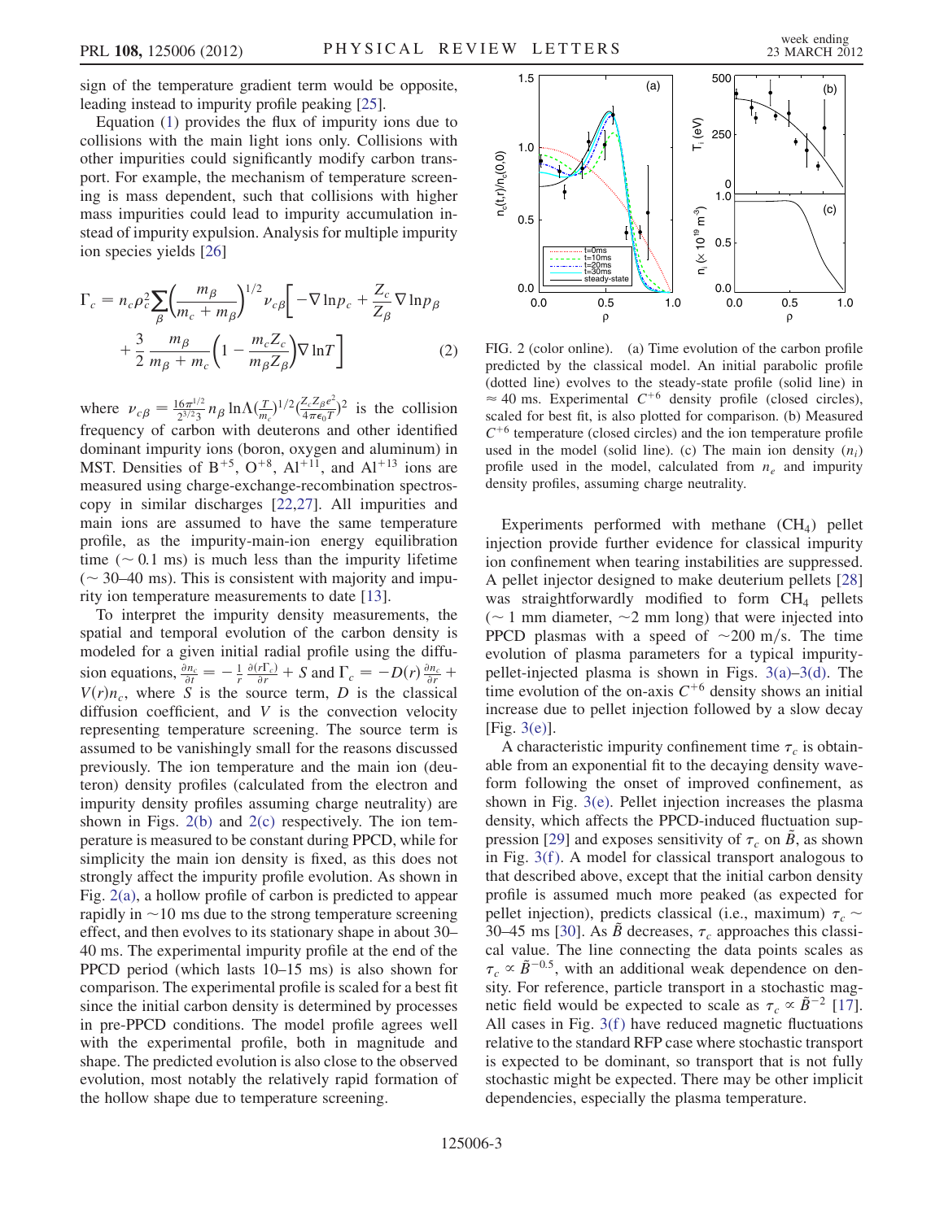sign of the temperature gradient term would be opposite, leading instead to impurity profile peaking [25].

Equation (1) provides the flux of impurity ions due to collisions with the main light ions only. Collisions with other impurities could significantly modify carbon transport. For example, the mechanism of temperature screening is mass dependent, such that collisions with higher mass impurities could lead to impurity accumulation instead of impurity expulsion. Analysis for multiple impurity ion species yields [26]

$$\Gamma_c = n_c\rho_c^2\sum_\beta\left(\frac{m_\beta}{m_c+m_\beta}\right)^{1/2}\nu_{c\beta}\left[-\nabla\ln p_c + \frac{Z_c}{Z_\beta}\nabla\ln p_\beta + \frac{3}{2}\frac{m_\beta}{m_\beta+m_c}\left(1-\frac{m_cZ_c}{m_\beta Z_\beta}\right)\nabla\ln T\right] \tag{2}$$

where $\nu_{c\beta} = \frac{16\pi^{1/2}}{2^{3/2}3}n_\beta\ln\Lambda(\frac{T}{m_c})^{1/2}(\frac{Z_cZ_\beta e^2}{4\pi\epsilon_0 T})^2$ is the collision frequency of carbon with deuterons and other identified dominant impurity ions (boron, oxygen and aluminum) in MST. Densities of $B^{+5}$, $O^{+8}$, $Al^{+11}$, and $Al^{+13}$ ions are measured using charge-exchange-recombination spectroscopy in similar discharges [22,27]. All impurities and main ions are assumed to have the same temperature profile, as the impurity-main-ion energy equilibration time ($\sim 0.1$ ms) is much less than the impurity lifetime ($\sim 30$–$40$ ms). This is consistent with majority and impurity ion temperature measurements to date [13].

To interpret the impurity density measurements, the spatial and temporal evolution of the carbon density is modeled for a given initial radial profile using the diffusion equations, $\frac{\partial n_c}{\partial t} = -\frac{1}{r}\frac{\partial(r\Gamma_c)}{\partial r} + S$ and $\Gamma_c = -D(r)\frac{\partial n_c}{\partial r} + V(r)n_c$, where $S$ is the source term, $D$ is the classical diffusion coefficient, and $V$ is the convection velocity representing temperature screening. The source term is assumed to be vanishingly small for the reasons discussed previously. The ion temperature and the main ion (deuteron) density profiles (calculated from the electron and impurity density profiles assuming charge neutrality) are shown in Figs. 2(b) and 2(c) respectively. The ion temperature is measured to be constant during PPCD, while for simplicity the main ion density is fixed, as this does not strongly affect the impurity profile evolution. As shown in Fig. 2(a), a hollow profile of carbon is predicted to appear rapidly in $\sim 10$ ms due to the strong temperature screening effect, and then evolves to its stationary shape in about 30–40 ms. The experimental impurity profile at the end of the PPCD period (which lasts 10–15 ms) is also shown for comparison. The experimental profile is scaled for a best fit since the initial carbon density is determined by processes in pre-PPCD conditions. The model profile agrees well with the experimental profile, both in magnitude and shape. The predicted evolution is also close to the observed evolution, most notably the relatively rapid formation of the hollow shape due to temperature screening.

FIG. 2 (color online). (a) Time evolution of the carbon profile predicted by the classical model. An initial parabolic profile (dotted line) evolves to the steady-state profile (solid line) in $\approx 40$ ms. Experimental $C^{+6}$ density profile (closed circles), scaled for best fit, is also plotted for comparison. (b) Measured $C^{+6}$ temperature (closed circles) and the ion temperature profile used in the model (solid line). (c) The main ion density ($n_i$) profile used in the model, calculated from $n_e$ and impurity density profiles, assuming charge neutrality.

Experiments performed with methane ($CH_4$) pellet injection provide further evidence for classical impurity ion confinement when tearing instabilities are suppressed. A pellet injector designed to make deuterium pellets [28] was straightforwardly modified to form $CH_4$ pellets ($\sim 1$ mm diameter, $\sim 2$ mm long) that were injected into PPCD plasmas with a speed of $\sim 200$ m/s. The time evolution of plasma parameters for a typical impurity-pellet-injected plasma is shown in Figs. 3(a)–3(d). The time evolution of the on-axis $C^{+6}$ density shows an initial increase due to pellet injection followed by a slow decay [Fig. 3(e)].

A characteristic impurity confinement time $\tau_c$ is obtainable from an exponential fit to the decaying density waveform following the onset of improved confinement, as shown in Fig. 3(e). Pellet injection increases the plasma density, which affects the PPCD-induced fluctuation suppression [29] and exposes sensitivity of $\tau_c$ on $\tilde{B}$, as shown in Fig. 3(f). A model for classical transport analogous to that described above, except that the initial carbon density profile is assumed much more peaked (as expected for pellet injection), predicts classical (i.e., maximum) $\tau_c \sim 30$–$45$ ms [30]. As $\tilde{B}$ decreases, $\tau_c$ approaches this classical value. The line connecting the data points scales as $\tau_c \propto \tilde{B}^{-0.5}$, with an additional weak dependence on density. For reference, particle transport in a stochastic magnetic field would be expected to scale as $\tau_c \propto \tilde{B}^{-2}$ [17]. All cases in Fig. 3(f) have reduced magnetic fluctuations relative to the standard RFP case where stochastic transport is expected to be dominant, so transport that is not fully stochastic might be expected. There may be other implicit dependencies, especially the plasma temperature.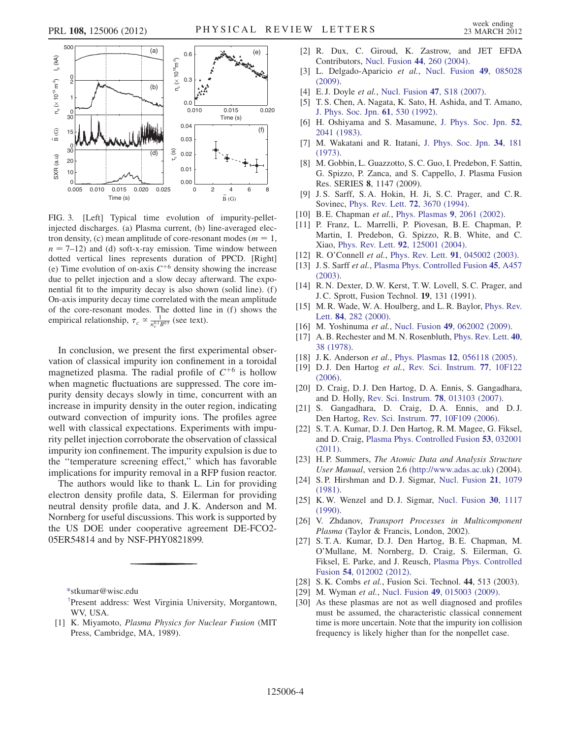(a)

500

$I_p$ (kA)

0

(b)

2

$n_e$ ($\times 10^{19}$ m$^{-3}$)

1

0

30

(c)

$\tilde{B}$ (G)

15

0

30

(d)

SXR (a.u)

20

10

0

0.005 0.010 0.015 0.020 0.025

Time (s)

(e)

0.6

$n_c$ ($\times 10^{18}$m$^{-3}$)

0.3

0.0

0.010 0.015 0.020

Time (s)

0.04

(f)

0.03

$\tau_c$ (s)

0.02

0.01

0.00

0 2 4 6 8

$\tilde{B}$ (G)

FIG. 3. [Left] Typical time evolution of impurity-pellet-injected discharges. (a) Plasma current, (b) line-averaged electron density, (c) mean amplitude of core-resonant modes ($m = 1$, $n = 7$–$12$) and (d) soft-x-ray emission. Time window between dotted vertical lines represents duration of PPCD. [Right] (e) Time evolution of on-axis $C^{+6}$ density showing the increase due to pellet injection and a slow decay afterward. The exponential fit to the impurity decay is also shown (solid line). (f) On-axis impurity decay time correlated with the mean amplitude of the core-resonant modes. The dotted line in (f) shows the empirical relationship, $\tau_c \propto \frac{1}{n_e^{0.1} \tilde{B}^{0.5}}$ (see text).

In conclusion, we present the first experimental observation of classical impurity ion confinement in a toroidal magnetized plasma. The radial profile of $C^{+6}$ is hollow when magnetic fluctuations are suppressed. The core impurity density decays slowly in time, concurrent with an increase in impurity density in the outer region, indicating outward convection of impurity ions. The profiles agree well with classical expectations. Experiments with impurity pellet injection corroborate the observation of classical impurity ion confinement. The impurity expulsion is due to the "temperature screening effect," which has favorable implications for impurity removal in a RFP fusion reactor.

The authors would like to thank L. Lin for providing electron density profile data, S. Eilerman for providing neutral density profile data, and J. K. Anderson and M. Nornberg for useful discussions. This work is supported by the US DOE under cooperative agreement DE-FCO2-05ER54814 and by NSF-PHY0821899.

---

*stkumar@wisc.edu

†Present address: West Virginia University, Morgantown, WV, USA.

[1] K. Miyamoto, *Plasma Physics for Nuclear Fusion* (MIT Press, Cambridge, MA, 1989).

[2] R. Dux, C. Giroud, K. Zastrow, and JET EFDA Contributors, Nucl. Fusion **44**, 260 (2004).

[3] L. Delgado-Aparicio *et al.*, Nucl. Fusion **49**, 085028 (2009).

[4] E. J. Doyle *et al.*, Nucl. Fusion **47**, S18 (2007).

[5] T. S. Chen, A. Nagata, K. Sato, H. Ashida, and T. Amano, J. Phys. Soc. Jpn. **61**, 530 (1992).

[6] H. Oshiyama and S. Masamune, J. Phys. Soc. Jpn. **52**, 2041 (1983).

[7] M. Wakatani and R. Itatani, J. Phys. Soc. Jpn. **34**, 181 (1973).

[8] M. Gobbin, L. Guazzotto, S. C. Guo, I. Predebon, F. Sattin, G. Spizzo, P. Zanca, and S. Cappello, J. Plasma Fusion Res. SERIES **8**, 1147 (2009).

[9] J. S. Sarff, S. A. Hokin, H. Ji, S. C. Prager, and C. R. Sovinec, Phys. Rev. Lett. **72**, 3670 (1994).

[10] B. E. Chapman *et al.*, Phys. Plasmas **9**, 2061 (2002).

[11] P. Franz, L. Marrelli, P. Piovesan, B. E. Chapman, P. Martin, I. Predebon, G. Spizzo, R. B. White, and C. Xiao, Phys. Rev. Lett. **92**, 125001 (2004).

[12] R. O'Connell *et al.*, Phys. Rev. Lett. **91**, 045002 (2003).

[13] J. S. Sarff *et al.*, Plasma Phys. Controlled Fusion **45**, A457 (2003).

[14] R. N. Dexter, D. W. Kerst, T. W. Lovell, S. C. Prager, and J. C. Sprott, Fusion Technol. **19**, 131 (1991).

[15] M. R. Wade, W. A. Houlberg, and L. R. Baylor, Phys. Rev. Lett. **84**, 282 (2000).

[16] M. Yoshinuma *et al.*, Nucl. Fusion **49**, 062002 (2009).

[17] A. B. Rechester and M. N. Rosenbluth, Phys. Rev. Lett. **40**, 38 (1978).

[18] J. K. Anderson *et al.*, Phys. Plasmas **12**, 056118 (2005).

[19] D. J. Den Hartog *et al.*, Rev. Sci. Instrum. **77**, 10F122 (2006).

[20] D. Craig, D. J. Den Hartog, D. A. Ennis, S. Gangadhara, and D. Holly, Rev. Sci. Instrum. **78**, 013103 (2007).

[21] S. Gangadhara, D. Craig, D. A. Ennis, and D. J. Den Hartog, Rev. Sci. Instrum. **77**, 10F109 (2006).

[22] S. T. A. Kumar, D. J. Den Hartog, R. M. Magee, G. Fiksel, and D. Craig, Plasma Phys. Controlled Fusion **53**, 032001 (2011).

[23] H. P. Summers, *The Atomic Data and Analysis Structure User Manual*, version 2.6 (http://www.adas.ac.uk) (2004).

[24] S. P. Hirshman and D. J. Sigmar, Nucl. Fusion **21**, 1079 (1981).

[25] K. W. Wenzel and D. J. Sigmar, Nucl. Fusion **30**, 1117 (1990).

[26] V. Zhdanov, *Transport Processes in Multicomponent Plasma* (Taylor & Francis, London, 2002).

[27] S. T. A. Kumar, D. J. Den Hartog, B. E. Chapman, M. O'Mullane, M. Nornberg, D. Craig, S. Eilerman, G. Fiksel, E. Parke, and J. Reusch, Plasma Phys. Controlled Fusion **54**, 012002 (2012).

[28] S. K. Combs *et al.*, Fusion Sci. Technol. **44**, 513 (2003).

[29] M. Wyman *et al.*, Nucl. Fusion **49**, 015003 (2009).

[30] As these plasmas are not as well diagnosed and profiles must be assumed, the characteristic classical confinement time is more uncertain. Note that the impurity ion collision frequency is likely higher than for the nonpellet case.